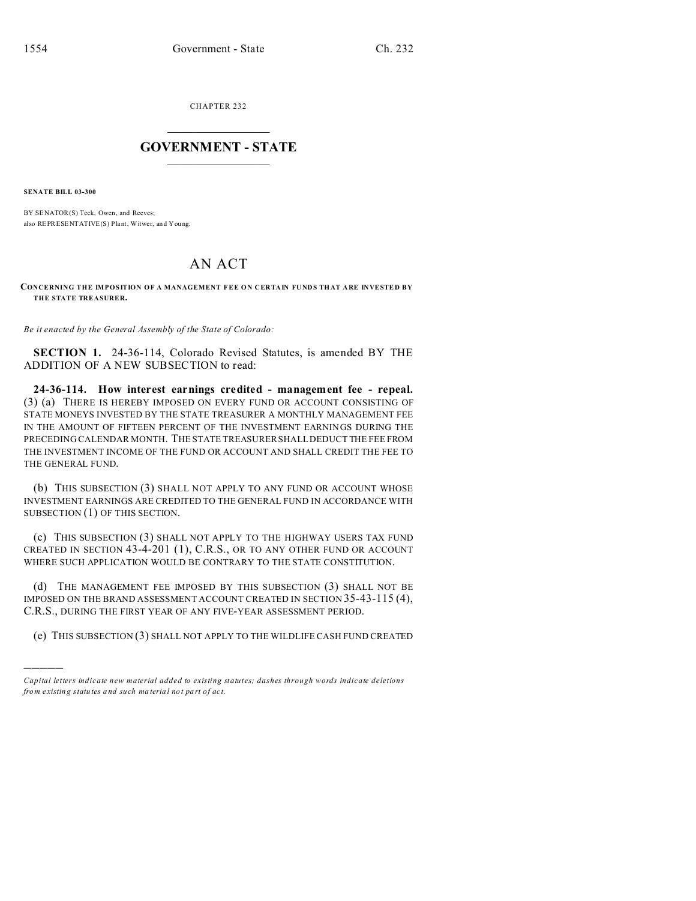CHAPTER 232

# GOVERNMENT - STATE

**SENATE BILL 03-300**

BY SENATOR(S) Teck, Owen, and Reeves;
also REPRESENTATIVE(S) Plant, Witwer, and Young.

# AN ACT

**CONCERNING THE IMPOSITION OF A MANAGEMENT FEE ON CERTAIN FUNDS THAT ARE INVESTED BY THE STATE TREASURER.**

*Be it enacted by the General Assembly of the State of Colorado:*

**SECTION 1.** 24-36-114, Colorado Revised Statutes, is amended BY THE ADDITION OF A NEW SUBSECTION to read:

**24-36-114. How interest earnings credited - management fee - repeal.** (3) (a) THERE IS HEREBY IMPOSED ON EVERY FUND OR ACCOUNT CONSISTING OF STATE MONEYS INVESTED BY THE STATE TREASURER A MONTHLY MANAGEMENT FEE IN THE AMOUNT OF FIFTEEN PERCENT OF THE INVESTMENT EARNINGS DURING THE PRECEDING CALENDAR MONTH. THE STATE TREASURER SHALL DEDUCT THE FEE FROM THE INVESTMENT INCOME OF THE FUND OR ACCOUNT AND SHALL CREDIT THE FEE TO THE GENERAL FUND.

(b) THIS SUBSECTION (3) SHALL NOT APPLY TO ANY FUND OR ACCOUNT WHOSE INVESTMENT EARNINGS ARE CREDITED TO THE GENERAL FUND IN ACCORDANCE WITH SUBSECTION (1) OF THIS SECTION.

(c) THIS SUBSECTION (3) SHALL NOT APPLY TO THE HIGHWAY USERS TAX FUND CREATED IN SECTION 43-4-201 (1), C.R.S., OR TO ANY OTHER FUND OR ACCOUNT WHERE SUCH APPLICATION WOULD BE CONTRARY TO THE STATE CONSTITUTION.

(d) THE MANAGEMENT FEE IMPOSED BY THIS SUBSECTION (3) SHALL NOT BE IMPOSED ON THE BRAND ASSESSMENT ACCOUNT CREATED IN SECTION 35-43-115 (4), C.R.S., DURING THE FIRST YEAR OF ANY FIVE-YEAR ASSESSMENT PERIOD.

(e) THIS SUBSECTION (3) SHALL NOT APPLY TO THE WILDLIFE CASH FUND CREATED

---

*Capital letters indicate new material added to existing statutes; dashes through words indicate deletions from existing statutes and such material not part of act.*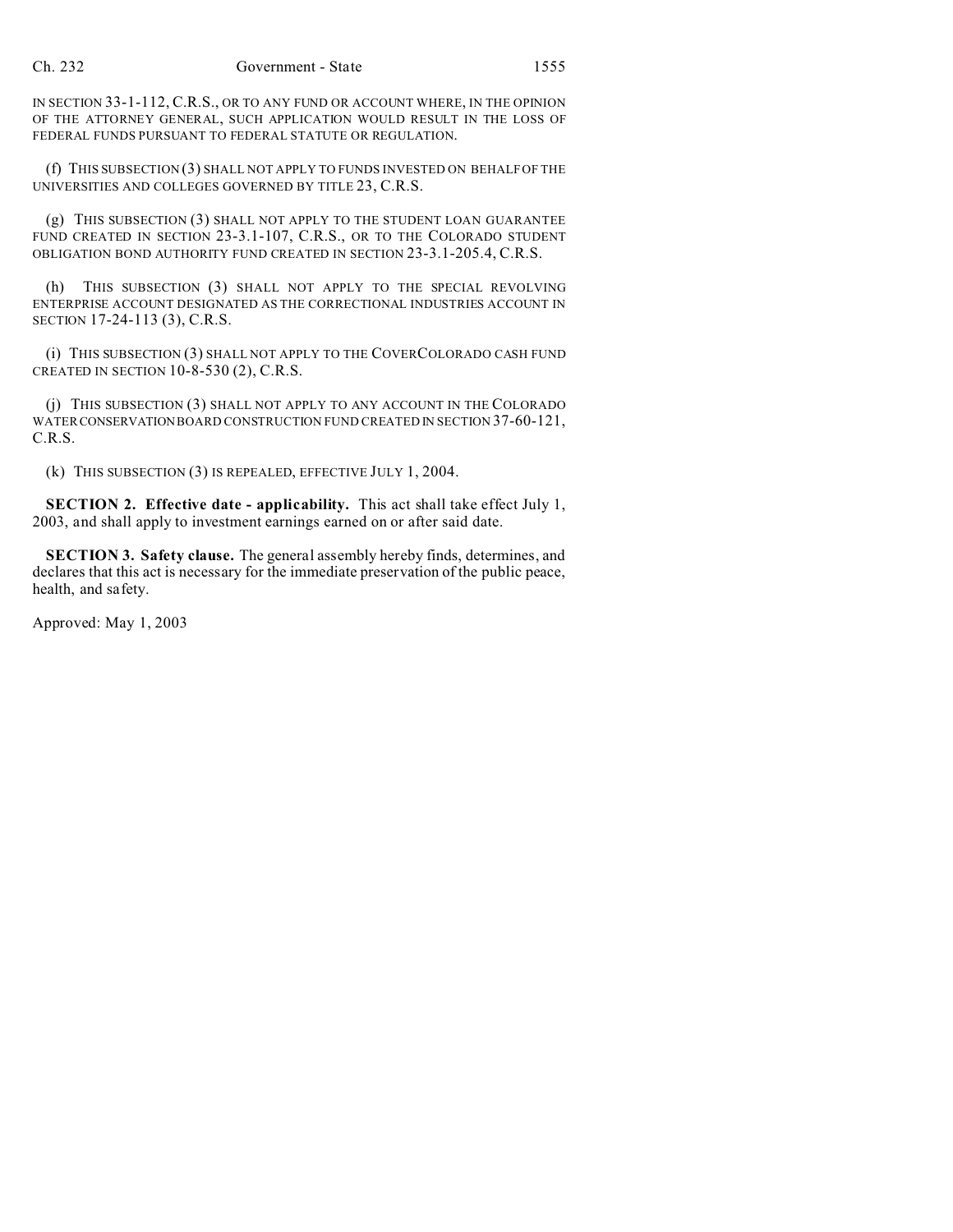IN SECTION 33-1-112, C.R.S., OR TO ANY FUND OR ACCOUNT WHERE, IN THE OPINION OF THE ATTORNEY GENERAL, SUCH APPLICATION WOULD RESULT IN THE LOSS OF FEDERAL FUNDS PURSUANT TO FEDERAL STATUTE OR REGULATION.

(f) THIS SUBSECTION (3) SHALL NOT APPLY TO FUNDS INVESTED ON BEHALF OF THE UNIVERSITIES AND COLLEGES GOVERNED BY TITLE 23, C.R.S.

(g) THIS SUBSECTION (3) SHALL NOT APPLY TO THE STUDENT LOAN GUARANTEE FUND CREATED IN SECTION 23-3.1-107, C.R.S., OR TO THE COLORADO STUDENT OBLIGATION BOND AUTHORITY FUND CREATED IN SECTION 23-3.1-205.4, C.R.S.

(h) THIS SUBSECTION (3) SHALL NOT APPLY TO THE SPECIAL REVOLVING ENTERPRISE ACCOUNT DESIGNATED AS THE CORRECTIONAL INDUSTRIES ACCOUNT IN SECTION 17-24-113 (3), C.R.S.

(i) THIS SUBSECTION (3) SHALL NOT APPLY TO THE COVERCOLORADO CASH FUND CREATED IN SECTION 10-8-530 (2), C.R.S.

(j) THIS SUBSECTION (3) SHALL NOT APPLY TO ANY ACCOUNT IN THE COLORADO WATER CONSERVATION BOARD CONSTRUCTION FUND CREATED IN SECTION 37-60-121, C.R.S.

(k) THIS SUBSECTION (3) IS REPEALED, EFFECTIVE JULY 1, 2004.

**SECTION 2. Effective date - applicability.** This act shall take effect July 1, 2003, and shall apply to investment earnings earned on or after said date.

**SECTION 3. Safety clause.** The general assembly hereby finds, determines, and declares that this act is necessary for the immediate preservation of the public peace, health, and safety.

Approved: May 1, 2003